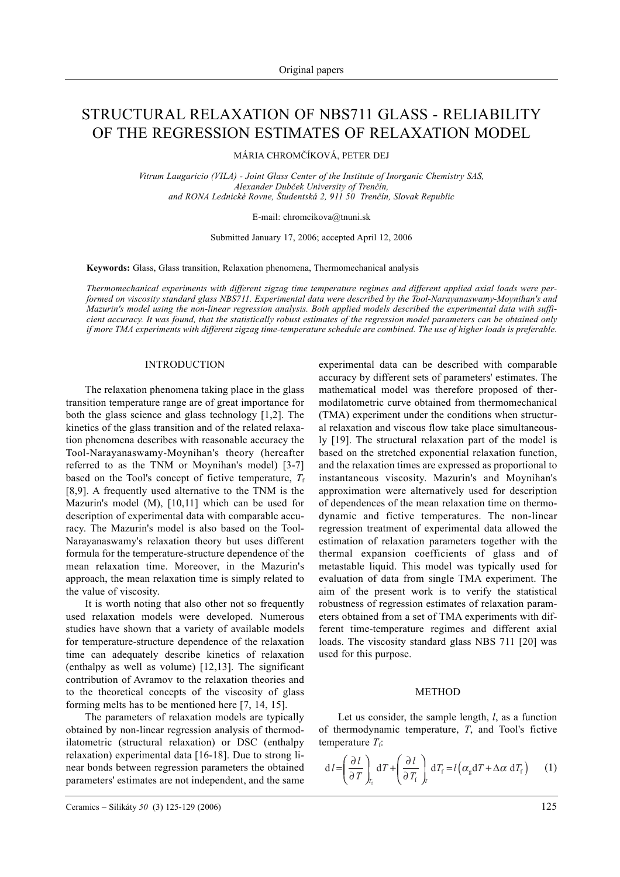# STRUCTURAL RELAXATION OF NBS711 GLASS - RELIABILITY OF THE REGRESSION ESTIMATES OF RELAXATION MODEL

MÁRIA CHROMČÍKOVÁ, PETER DEJ

*Vitrum Laugaricio (VILA) - Joint Glass Center of the Institute of Inorganic Chemistry SAS, Alexander Dubček University of Trenčín, and RONA Lednické Rovne, Študentská 2, 911 50 Trenčín, Slovak Republic*

E-mail: chromcikova@tnuni.sk

Submitted January 17, 2006; accepted April 12, 2006

**Keywords:** Glass, Glass transition, Relaxation phenomena, Thermomechanical analysis

*Thermomechanical experiments with different zigzag time temperature regimes and different applied axial loads were performed on viscosity standard glass NBS711. Experimental data were described by the Tool-Narayanaswamy-Moynihan's and Mazurin's model using the non-linear regression analysis. Both applied models described the experimental data with sufficient accuracy. It was found, that the statistically robust estimates of the regression model parameters can be obtained only if more TMA experiments with different zigzag time-temperature schedule are combined. The use of higher loads is preferable.*

## INTRODUCTION

The relaxation phenomena taking place in the glass transition temperature range are of great importance for both the glass science and glass technology [1,2]. The kinetics of the glass transition and of the related relaxation phenomena describes with reasonable accuracy the Tool-Narayanaswamy-Moynihan's theory (hereafter referred to as the TNM or Moynihan's model) [3-7] based on the Tool's concept of fictive temperature, $T_f$ [8,9]. A frequently used alternative to the TNM is the Mazurin's model (M), [10,11] which can be used for description of experimental data with comparable accuracy. The Mazurin's model is also based on the Tool-Narayanaswamy's relaxation theory but uses different formula for the temperature-structure dependence of the mean relaxation time. Moreover, in the Mazurin's approach, the mean relaxation time is simply related to the value of viscosity.

It is worth noting that also other not so frequently used relaxation models were developed. Numerous studies have shown that a variety of available models for temperature-structure dependence of the relaxation time can adequately describe kinetics of relaxation (enthalpy as well as volume) [12,13]. The significant contribution of Avramov to the relaxation theories and to the theoretical concepts of the viscosity of glass forming melts has to be mentioned here [7, 14, 15].

The parameters of relaxation models are typically obtained by non-linear regression analysis of thermodilatometric (structural relaxation) or DSC (enthalpy relaxation) experimental data [16-18]. Due to strong linear bonds between regression parameters the obtained parameters' estimates are not independent, and the same experimental data can be described with comparable accuracy by different sets of parameters' estimates. The mathematical model was therefore proposed of thermodilatometric curve obtained from thermomechanical (TMA) experiment under the conditions when structural relaxation and viscous flow take place simultaneously [19]. The structural relaxation part of the model is based on the stretched exponential relaxation function, and the relaxation times are expressed as proportional to instantaneous viscosity. Mazurin's and Moynihan's approximation were alternatively used for description of dependences of the mean relaxation time on thermodynamic and fictive temperatures. The non-linear regression treatment of experimental data allowed the estimation of relaxation parameters together with the thermal expansion coefficients of glass and of metastable liquid. This model was typically used for evaluation of data from single TMA experiment. The aim of the present work is to verify the statistical robustness of regression estimates of relaxation parameters obtained from a set of TMA experiments with different time-temperature regimes and different axial loads. The viscosity standard glass NBS 711 [20] was used for this purpose.

## METHOD

Let us consider, the sample length, $l$, as a function of thermodynamic temperature, $T$, and Tool's fictive temperature $T_f$:

$$\mathrm{d}l = \left(\frac{\partial l}{\partial T}\right)_{T_f} \mathrm{d}T + \left(\frac{\partial l}{\partial T_f}\right)_{T} \mathrm{d}T_f = l\left(\alpha_g \mathrm{d}T + \Delta\alpha \ \mathrm{d}T_f\right) \qquad (1)$$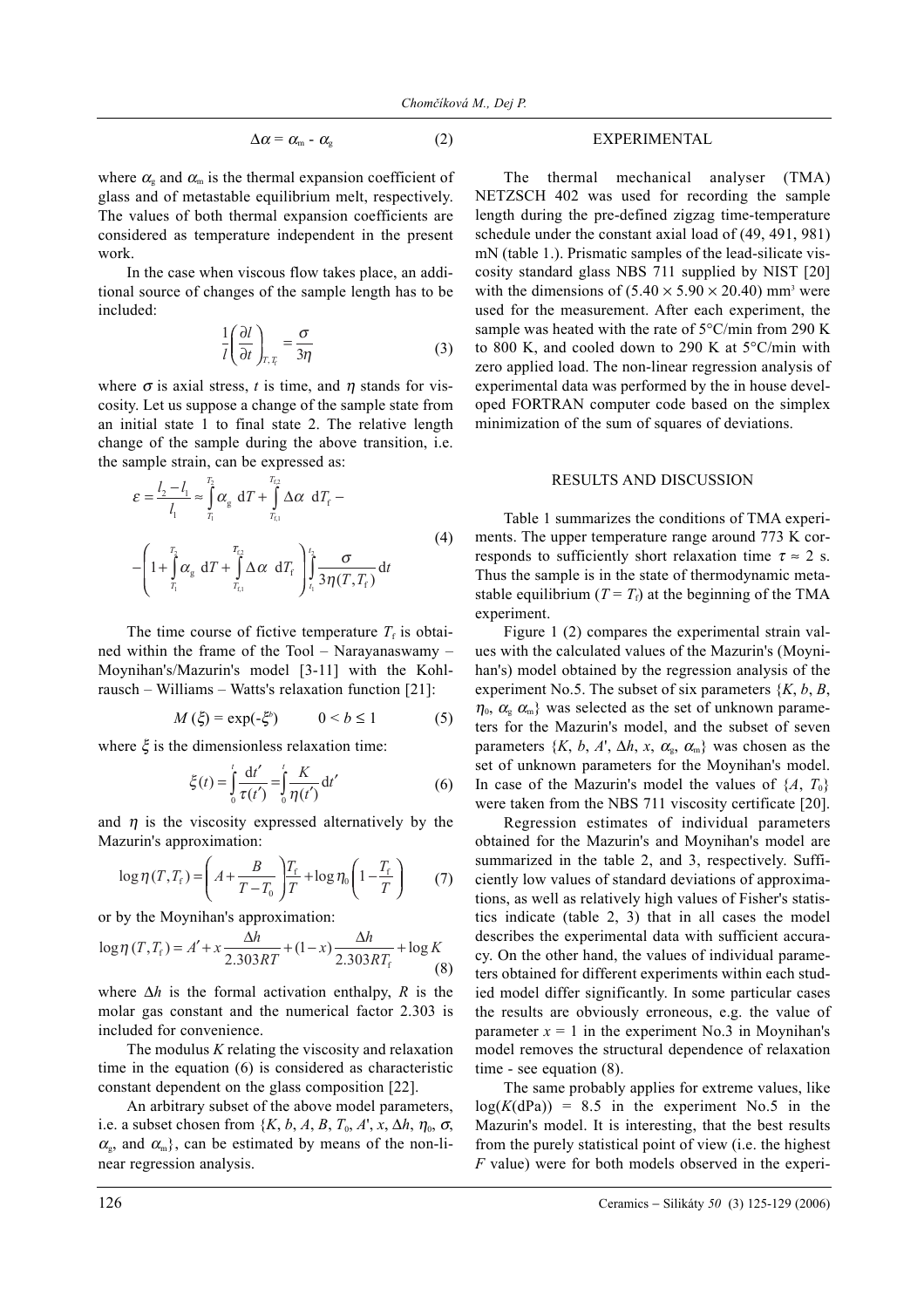$$\Delta\alpha = \alpha_m - \alpha_g \tag{2}$$

where $\alpha_g$ and $\alpha_m$ is the thermal expansion coefficient of glass and of metastable equilibrium melt, respectively. The values of both thermal expansion coefficients are considered as temperature independent in the present work.

In the case when viscous flow takes place, an additional source of changes of the sample length has to be included:

$$\frac{1}{l}\left(\frac{\partial l}{\partial t}\right)_{T,\,T_f} = \frac{\sigma}{3\eta} \tag{3}$$

where $\sigma$ is axial stress, $t$ is time, and $\eta$ stands for viscosity. Let us suppose a change of the sample state from an initial state 1 to final state 2. The relative length change of the sample during the above transition, i.e. the sample strain, can be expressed as:

$$\varepsilon = \frac{l_2 - l_1}{l_1} \approx \int_{T_1}^{T_2} \alpha_g \ \mathrm{d}T + \int_{T_{f,1}}^{T_{f,2}} \Delta\alpha \ \mathrm{d}T_f - \left(1 + \int_{T_1}^{T_2} \alpha_g \ \mathrm{d}T + \int_{T_{f,1}}^{T_{f,2}} \Delta\alpha \ \mathrm{d}T_f\right) \int_{t_1}^{t_2} \frac{\sigma}{3\eta(T,T_f)} \mathrm{d}t \tag{4}$$

The time course of fictive temperature $T_f$ is obtained within the frame of the Tool – Narayanaswamy – Moynihan's/Mazurin's model [3-11] with the Kohlrausch – Williams – Watts's relaxation function [21]:

$$M(\xi) = \exp(-\xi^b) \qquad 0 < b \leq 1 \tag{5}$$

where $\xi$ is the dimensionless relaxation time:

$$\xi(t) = \int_0^t \frac{\mathrm{d}t'}{\tau(t')} = \int_0^t \frac{K}{\eta(t')} \mathrm{d}t' \tag{6}$$

and $\eta$ is the viscosity expressed alternatively by the Mazurin's approximation:

$$\log\eta(T,T_f) = \left(A + \frac{B}{T - T_0}\right)\frac{T_f}{T} + \log\eta_0\left(1 - \frac{T_f}{T}\right) \tag{7}$$

or by the Moynihan's approximation:

$$\log\eta(T,T_f) = A' + x\frac{\Delta h}{2.303RT} + (1-x)\frac{\Delta h}{2.303RT_f} + \log K \tag{8}$$

where $\Delta h$ is the formal activation enthalpy, $R$ is the molar gas constant and the numerical factor 2.303 is included for convenience.

The modulus $K$ relating the viscosity and relaxation time in the equation (6) is considered as characteristic constant dependent on the glass composition [22].

An arbitrary subset of the above model parameters, i.e. a subset chosen from $\{K, b, A, B, T_0, A', x, \Delta h, \eta_0, \sigma, \alpha_g$, and $\alpha_m\}$, can be estimated by means of the non-linear regression analysis.

## EXPERIMENTAL

The thermal mechanical analyser (TMA) NETZSCH 402 was used for recording the sample length during the pre-defined zigzag time-temperature schedule under the constant axial load of (49, 491, 981) mN (table 1.). Prismatic samples of the lead-silicate viscosity standard glass NBS 711 supplied by NIST [20] with the dimensions of $(5.40 \times 5.90 \times 20.40)$ $mm^3$ were used for the measurement. After each experiment, the sample was heated with the rate of 5°C/min from 290 K to 800 K, and cooled down to 290 K at 5°C/min with zero applied load. The non-linear regression analysis of experimental data was performed by the in house developed FORTRAN computer code based on the simplex minimization of the sum of squares of deviations.

## RESULTS AND DISCUSSION

Table 1 summarizes the conditions of TMA experiments. The upper temperature range around 773 K corresponds to sufficiently short relaxation time $\tau \approx 2$ s. Thus the sample is in the state of thermodynamic metastable equilibrium ($T = T_f$) at the beginning of the TMA experiment.

Figure 1 (2) compares the experimental strain values with the calculated values of the Mazurin's (Moynihan's) model obtained by the regression analysis of the experiment No.5. The subset of six parameters $\{K, b, B, \eta_0, \alpha_g\ \alpha_m\}$ was selected as the set of unknown parameters for the Mazurin's model, and the subset of seven parameters $\{K, b, A', \Delta h, x, \alpha_g, \alpha_m\}$ was chosen as the set of unknown parameters for the Moynihan's model. In case of the Mazurin's model the values of $\{A, T_0\}$ were taken from the NBS 711 viscosity certificate [20].

Regression estimates of individual parameters obtained for the Mazurin's and Moynihan's model are summarized in the table 2, and 3, respectively. Sufficiently low values of standard deviations of approximations, as well as relatively high values of Fisher's statistics indicate (table 2, 3) that in all cases the model describes the experimental data with sufficient accuracy. On the other hand, the values of individual parameters obtained for different experiments within each studied model differ significantly. In some particular cases the results are obviously erroneous, e.g. the value of parameter $x = 1$ in the experiment No.3 in Moynihan's model removes the structural dependence of relaxation time - see equation (8).

The same probably applies for extreme values, like $\log(K(\mathrm{dPa})) = 8.5$ in the experiment No.5 in the Mazurin's model. It is interesting, that the best results from the purely statistical point of view (i.e. the highest $F$ value) were for both models observed in the experi-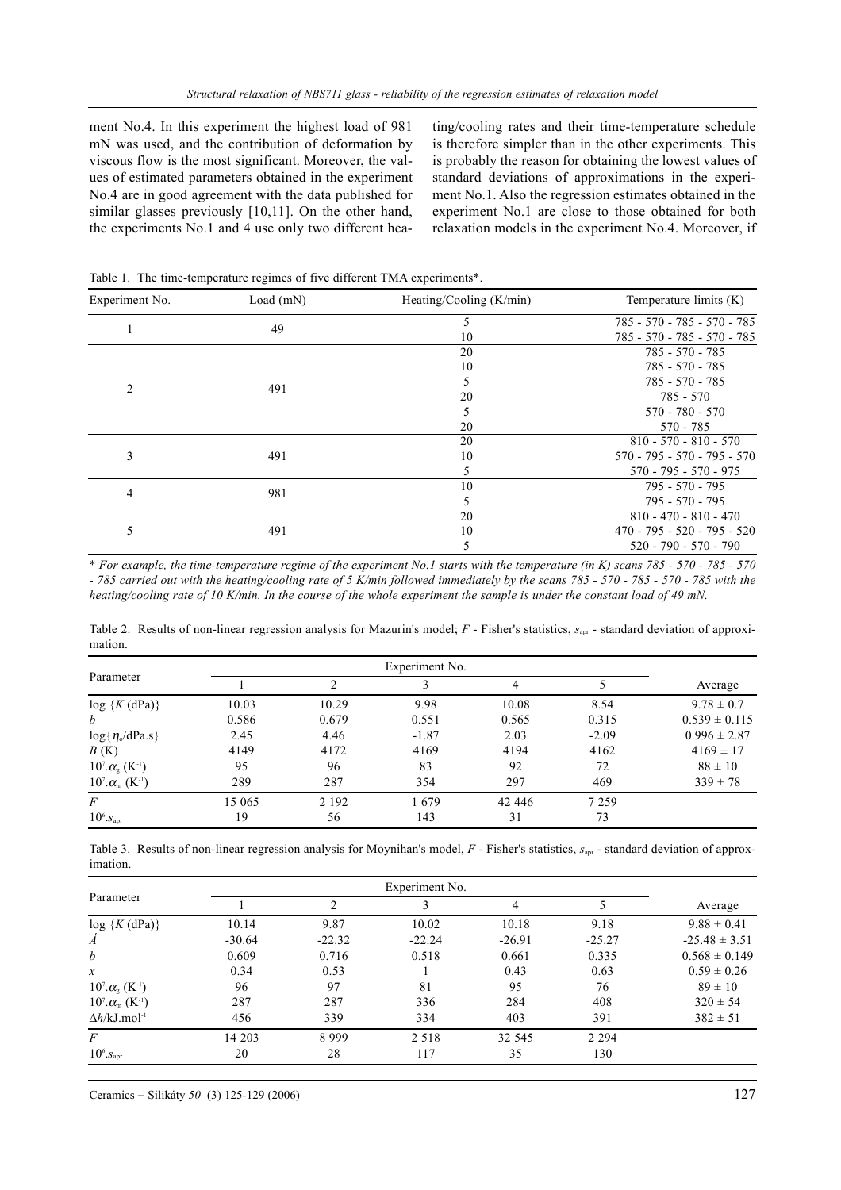ment No.4. In this experiment the highest load of 981 mN was used, and the contribution of deformation by viscous flow is the most significant. Moreover, the values of estimated parameters obtained in the experiment No.4 are in good agreement with the data published for similar glasses previously [10,11]. On the other hand, the experiments No.1 and 4 use only two different heating/cooling rates and their time-temperature schedule is therefore simpler than in the other experiments. This is probably the reason for obtaining the lowest values of standard deviations of approximations in the experiment No.1. Also the regression estimates obtained in the experiment No.1 are close to those obtained for both relaxation models in the experiment No.4. Moreover, if

Table 1. The time-temperature regimes of five different TMA experiments*.

| Experiment No. | Load (mN) | Heating/Cooling (K/min) | Temperature limits (K) |
|---|---|---|---|
| 1 | 49 | 5 | 785 - 570 - 785 - 570 - 785 |
| | | 10 | 785 - 570 - 785 - 570 - 785 |
| 2 | 491 | 20 | 785 - 570 - 785 |
| | | 10 | 785 - 570 - 785 |
| | | 5 | 785 - 570 - 785 |
| | | 20 | 785 - 570 |
| | | 5 | 570 - 780 - 570 |
| | | 20 | 570 - 785 |
| 3 | 491 | 20 | 810 - 570 - 810 - 570 |
| | | 10 | 570 - 795 - 570 - 795 - 570 |
| | | 5 | 570 - 795 - 570 - 975 |
| 4 | 981 | 10 | 795 - 570 - 795 |
| | | 5 | 795 - 570 - 795 |
| 5 | 491 | 20 | 810 - 470 - 810 - 470 |
| | | 10 | 470 - 795 - 520 - 795 - 520 |
| | | 5 | 520 - 790 - 570 - 790 |

*\* For example, the time-temperature regime of the experiment No.1 starts with the temperature (in K) scans 785 - 570 - 785 - 570 - 785 carried out with the heating/cooling rate of 5 K/min followed immediately by the scans 785 - 570 - 785 - 570 - 785 with the heating/cooling rate of 10 K/min. In the course of the whole experiment the sample is under the constant load of 49 mN.*

Table 2. Results of non-linear regression analysis for Mazurin's model; $F$ - Fisher's statistics, $s_{apr}$ - standard deviation of approximation.

| Parameter | Experiment No. 1 | 2 | 3 | 4 | 5 | Average |
|---|---|---|---|---|---|---|
| $\log \{K\,(\mathrm{dPa})\}$ | 10.03 | 10.29 | 9.98 | 10.08 | 8.54 | $9.78 \pm 0.7$ |
| $b$ | 0.586 | 0.679 | 0.551 | 0.565 | 0.315 | $0.539 \pm 0.115$ |
| $\log\{\eta_o/\mathrm{dPa.s}\}$ | 2.45 | 4.46 | -1.87 | 2.03 | -2.09 | $0.996 \pm 2.87$ |
| $B$ (K) | 4149 | 4172 | 4169 | 4194 | 4162 | $4169 \pm 17$ |
| $10^7.\alpha_g$ (K$^{-1}$) | 95 | 96 | 83 | 92 | 72 | $88 \pm 10$ |
| $10^7.\alpha_m$ (K$^{-1}$) | 289 | 287 | 354 | 297 | 469 | $339 \pm 78$ |
| $F$ | 15 065 | 2 192 | 1 679 | 42 446 | 7 259 | |
| $10^6.s_{apr}$ | 19 | 56 | 143 | 31 | 73 | |

Table 3. Results of non-linear regression analysis for Moynihan's model, $F$ - Fisher's statistics, $s_{apr}$ - standard deviation of approximation.

| Parameter | Experiment No. 1 | 2 | 3 | 4 | 5 | Average |
|---|---|---|---|---|---|---|
| $\log \{K\,(\mathrm{dPa})\}$ | 10.14 | 9.87 | 10.02 | 10.18 | 9.18 | $9.88 \pm 0.41$ |
| $\acute{A}$ | -30.64 | -22.32 | -22.24 | -26.91 | -25.27 | $-25.48 \pm 3.51$ |
| $b$ | 0.609 | 0.716 | 0.518 | 0.661 | 0.335 | $0.568 \pm 0.149$ |
| $x$ | 0.34 | 0.53 | 1 | 0.43 | 0.63 | $0.59 \pm 0.26$ |
| $10^7.\alpha_g$ (K$^{-1}$) | 96 | 97 | 81 | 95 | 76 | $89 \pm 10$ |
| $10^7.\alpha_m$ (K$^{-1}$) | 287 | 287 | 336 | 284 | 408 | $320 \pm 54$ |
| $\Delta h/\mathrm{kJ.mol^{-1}}$ | 456 | 339 | 334 | 403 | 391 | $382 \pm 51$ |
| $F$ | 14 203 | 8 999 | 2 518 | 32 545 | 2 294 | |
| $10^6.s_{apr}$ | 20 | 28 | 117 | 35 | 130 | |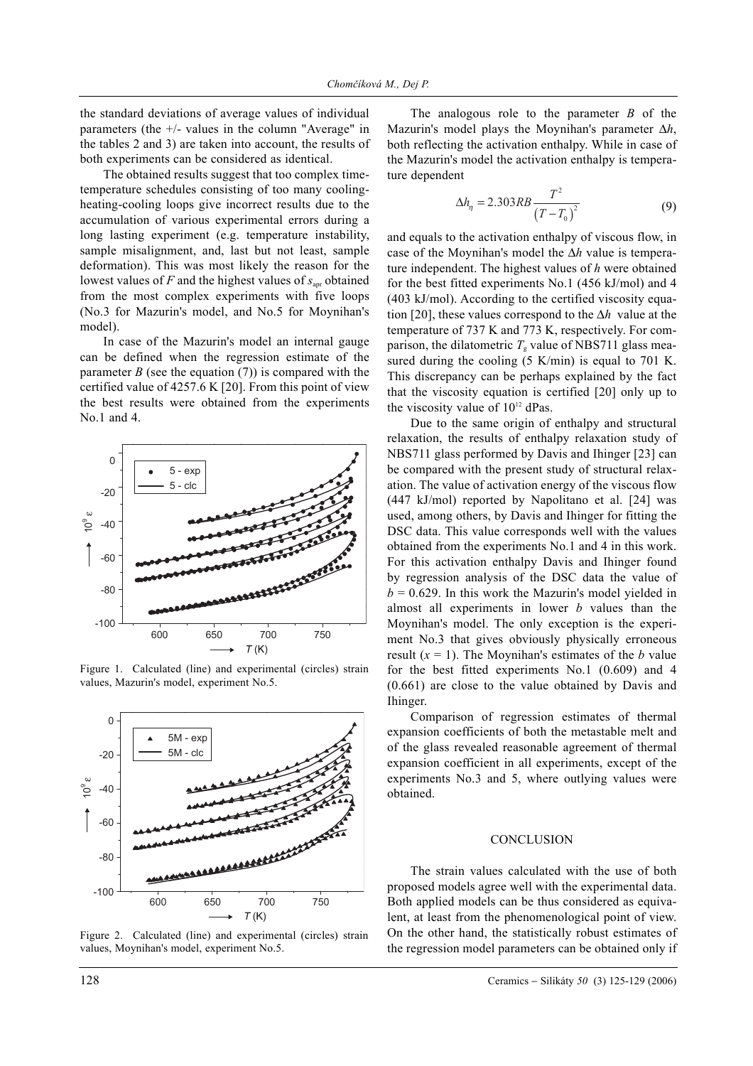the standard deviations of average values of individual parameters (the +/- values in the column "Average" in the tables 2 and 3) are taken into account, the results of both experiments can be considered as identical.

The obtained results suggest that too complex time-temperature schedules consisting of too many cooling-heating-cooling loops give incorrect results due to the accumulation of various experimental errors during a long lasting experiment (e.g. temperature instability, sample misalignment, and, last but not least, sample deformation). This was most likely the reason for the lowest values of $F$ and the highest values of $s_{apr}$ obtained from the most complex experiments with five loops (No.3 for Mazurin's model, and No.5 for Moynihan's model).

In case of the Mazurin's model an internal gauge can be defined when the regression estimate of the parameter $B$ (see the equation (7)) is compared with the certified value of 4257.6 K [20]. From this point of view the best results were obtained from the experiments No.1 and 4.

Figure 1. Calculated (line) and experimental (circles) strain values, Mazurin's model, experiment No.5.

Figure 2. Calculated (line) and experimental (circles) strain values, Moynihan's model, experiment No.5.

The analogous role to the parameter $B$ of the Mazurin's model plays the Moynihan's parameter $\Delta h$, both reflecting the activation enthalpy. While in case of the Mazurin's model the activation enthalpy is temperature dependent

$$\Delta h_{\eta} = 2.303RB\frac{T^2}{\left(T - T_0\right)^2} \tag{9}$$

and equals to the activation enthalpy of viscous flow, in case of the Moynihan's model the $\Delta h$ value is temperature independent. The highest values of $h$ were obtained for the best fitted experiments No.1 (456 kJ/mol) and 4 (403 kJ/mol). According to the certified viscosity equation [20], these values correspond to the $\Delta h$ value at the temperature of 737 K and 773 K, respectively. For comparison, the dilatometric $T_g$ value of NBS711 glass measured during the cooling (5 K/min) is equal to 701 K. This discrepancy can be perhaps explained by the fact that the viscosity equation is certified [20] only up to the viscosity value of $10^{12}$ dPas.

Due to the same origin of enthalpy and structural relaxation, the results of enthalpy relaxation study of NBS711 glass performed by Davis and Ihinger [23] can be compared with the present study of structural relaxation. The value of activation energy of the viscous flow (447 kJ/mol) reported by Napolitano et al. [24] was used, among others, by Davis and Ihinger for fitting the DSC data. This value corresponds well with the values obtained from the experiments No.1 and 4 in this work. For this activation enthalpy Davis and Ihinger found by regression analysis of the DSC data the value of $b = 0.629$. In this work the Mazurin's model yielded in almost all experiments in lower $b$ values than the Moynihan's model. The only exception is the experiment No.3 that gives obviously physically erroneous result ($x = 1$). The Moynihan's estimates of the $b$ value for the best fitted experiments No.1 (0.609) and 4 (0.661) are close to the value obtained by Davis and Ihinger.

Comparison of regression estimates of thermal expansion coefficients of both the metastable melt and of the glass revealed reasonable agreement of thermal expansion coefficient in all experiments, except of the experiments No.3 and 5, where outlying values were obtained.

## CONCLUSION

The strain values calculated with the use of both proposed models agree well with the experimental data. Both applied models can be thus considered as equivalent, at least from the phenomenological point of view. On the other hand, the statistically robust estimates of the regression model parameters can be obtained only if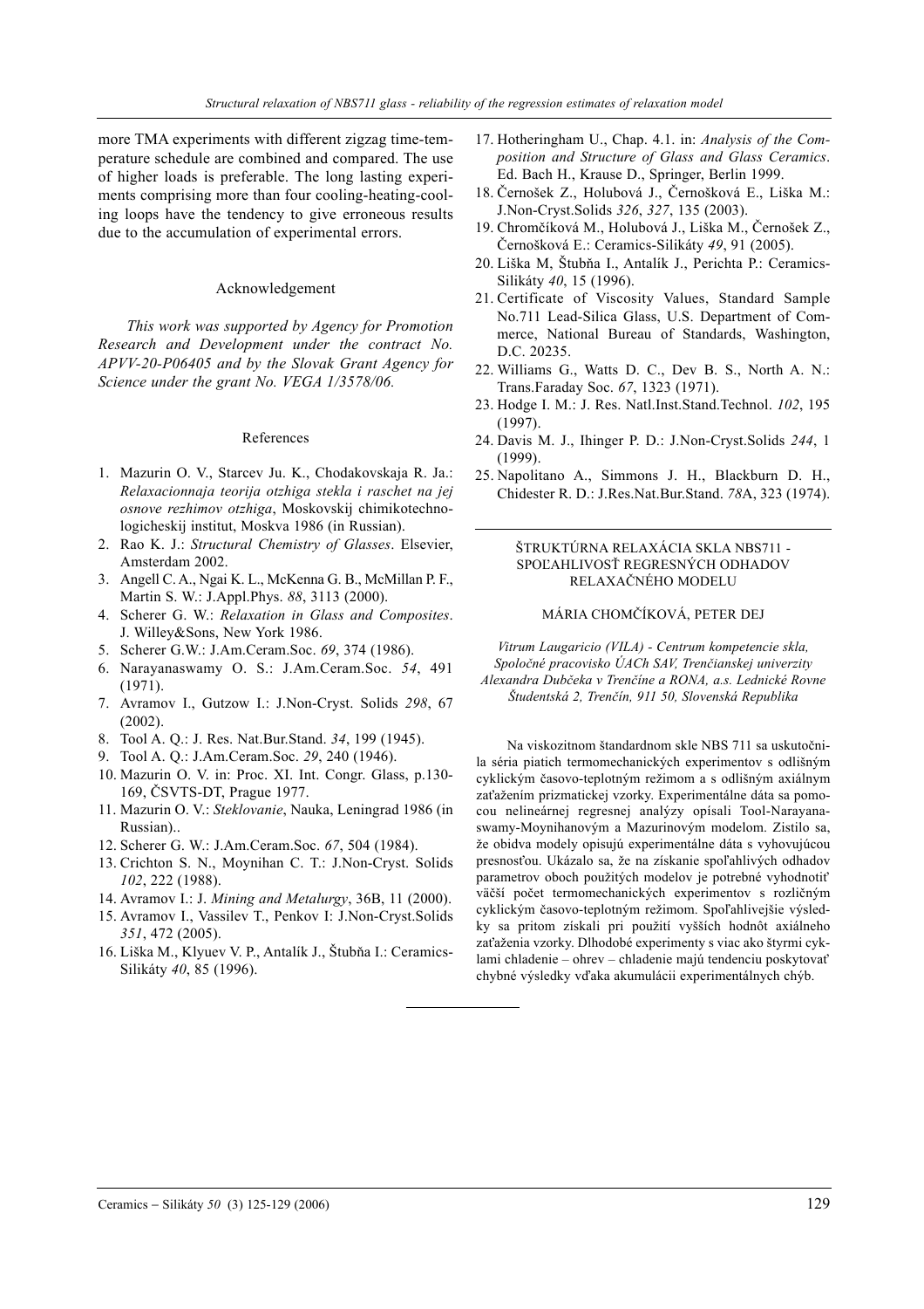more TMA experiments with different zigzag time-temperature schedule are combined and compared. The use of higher loads is preferable. The long lasting experiments comprising more than four cooling-heating-cooling loops have the tendency to give erroneous results due to the accumulation of experimental errors.

## Acknowledgement

*This work was supported by Agency for Promotion Research and Development under the contract No. APVV-20-P06405 and by the Slovak Grant Agency for Science under the grant No. VEGA 1/3578/06.*

## References

1. Mazurin O. V., Starcev Ju. K., Chodakovskaja R. Ja.: *Relaxacionnaja teorija otzhiga stekla i raschet na jej osnove rezhimov otzhiga*, Moskovskij chimikotechnologicheskij institut, Moskva 1986 (in Russian).
2. Rao K. J.: *Structural Chemistry of Glasses*. Elsevier, Amsterdam 2002.
3. Angell C. A., Ngai K. L., McKenna G. B., McMillan P. F., Martin S. W.: J.Appl.Phys. *88*, 3113 (2000).
4. Scherer G. W.: *Relaxation in Glass and Composites*. J. Willey&Sons, New York 1986.
5. Scherer G.W.: J.Am.Ceram.Soc. *69*, 374 (1986).
6. Narayanaswamy O. S.: J.Am.Ceram.Soc. *54*, 491 (1971).
7. Avramov I., Gutzow I.: J.Non-Cryst. Solids *298*, 67 (2002).
8. Tool A. Q.: J. Res. Nat.Bur.Stand. *34*, 199 (1945).
9. Tool A. Q.: J.Am.Ceram.Soc. *29*, 240 (1946).
10. Mazurin O. V. in: Proc. XI. Int. Congr. Glass, p.130-169, ČSVTS-DT, Prague 1977.
11. Mazurin O. V.: *Steklovanie*, Nauka, Leningrad 1986 (in Russian)..
12. Scherer G. W.: J.Am.Ceram.Soc. *67*, 504 (1984).
13. Crichton S. N., Moynihan C. T.: J.Non-Cryst. Solids *102*, 222 (1988).
14. Avramov I.: J. *Mining and Metalurgy*, 36B, 11 (2000).
15. Avramov I., Vassilev T., Penkov I: J.Non-Cryst.Solids *351*, 472 (2005).
16. Liška M., Klyuev V. P., Antalík J., Štubňa I.: Ceramics-Silikáty *40*, 85 (1996).
17. Hotheringham U., Chap. 4.1. in: *Analysis of the Composition and Structure of Glass and Glass Ceramics*. Ed. Bach H., Krause D., Springer, Berlin 1999.
18. Černošek Z., Holubová J., Černošková E., Liška M.: J.Non-Cryst.Solids *326*, *327*, 135 (2003).
19. Chromčíková M., Holubová J., Liška M., Černošek Z., Černošková E.: Ceramics-Silikáty *49*, 91 (2005).
20. Liška M, Štubňa I., Antalík J., Perichta P.: Ceramics-Silikáty *40*, 15 (1996).
21. Certificate of Viscosity Values, Standard Sample No.711 Lead-Silica Glass, U.S. Department of Commerce, National Bureau of Standards, Washington, D.C. 20235.
22. Williams G., Watts D. C., Dev B. S., North A. N.: Trans.Faraday Soc. *67*, 1323 (1971).
23. Hodge I. M.: J. Res. Natl.Inst.Stand.Technol. *102*, 195 (1997).
24. Davis M. J., Ihinger P. D.: J.Non-Cryst.Solids *244*, 1 (1999).
25. Napolitano A., Simmons J. H., Blackburn D. H., Chidester R. D.: J.Res.Nat.Bur.Stand. *78*A, 323 (1974).

---

## ŠTRUKTÚRNA RELAXÁCIA SKLA NBS711 - SPOĽAHLIVOSŤ REGRESNÝCH ODHADOV RELAXAČNÉHO MODELU

MÁRIA CHOMČÍKOVÁ, PETER DEJ

*Vitrum Laugaricio (VILA) - Centrum kompetencie skla, Spoločné pracovisko ÚACh SAV, Trenčianskej univerzity Alexandra Dubčeka v Trenčíne a RONA, a.s. Lednické Rovne Študentská 2, Trenčín, 911 50, Slovenská Republika*

Na viskozitnom štandardnom skle NBS 711 sa uskutočnila séria piatich termomechanických experimentov s odlišným cyklickým časovo-teplotným režimom a s odlišným axiálnym zaťažením prizmatickej vzorky. Experimentálne dáta sa pomocou nelineárnej regresnej analýzy opísali Tool-Narayanaswamy-Moynihanovým a Mazurinovým modelom. Zistilo sa, že obidva modely opisujú experimentálne dáta s vyhovujúcou presnosťou. Ukázalo sa, že na získanie spoľahlivých odhadov parametrov oboch použitých modelov je potrebné vyhodnotiť väčší počet termomechanických experimentov s rozličným cyklickým časovo-teplotným režimom. Spoľahlivejšie výsledky sa pritom získali pri použití vyšších hodnôt axiálneho zaťaženia vzorky. Dlhodobé experimenty s viac ako štyrmi cyklami chladenie – ohrev – chladenie majú tendenciu poskytovať chybné výsledky vďaka akumulácii experimentálnych chýb.